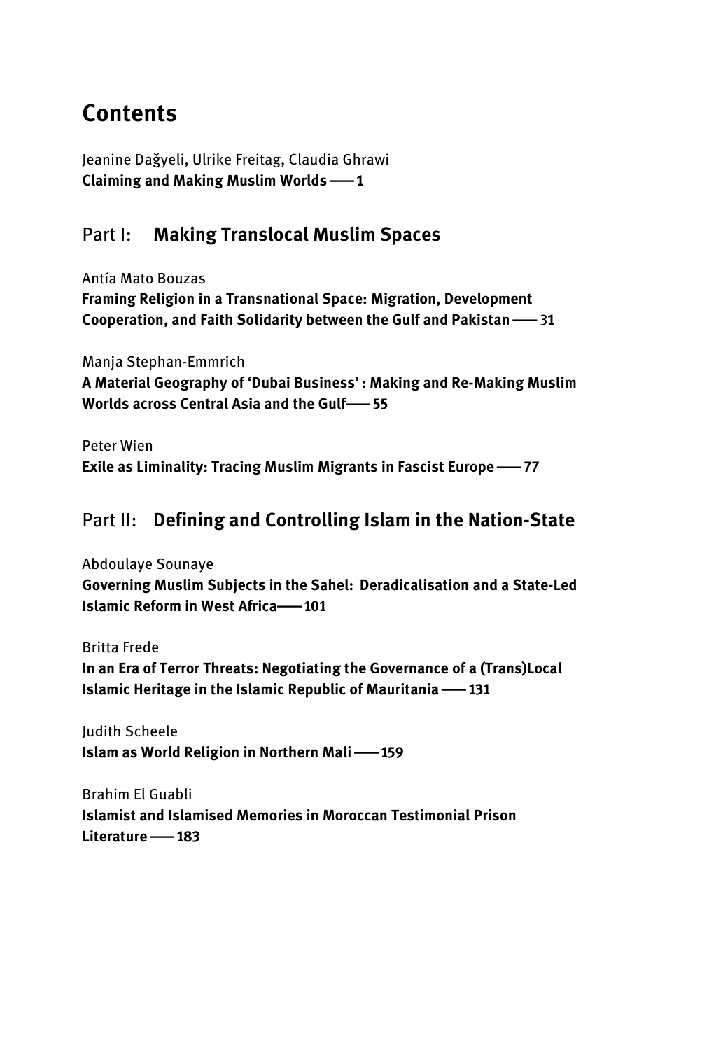# Contents

Jeanine Dağyeli, Ulrike Freitag, Claudia Ghrawi
**Claiming and Making Muslim Worlds —— 1**

## Part I: **Making Translocal Muslim Spaces**

Antía Mato Bouzas
**Framing Religion in a Transnational Space: Migration, Development Cooperation, and Faith Solidarity between the Gulf and Pakistan —— 31**

Manja Stephan-Emmrich
**A Material Geography of 'Dubai Business' : Making and Re-Making Muslim Worlds across Central Asia and the Gulf—— 55**

Peter Wien
**Exile as Liminality: Tracing Muslim Migrants in Fascist Europe —— 77**

## Part II: **Defining and Controlling Islam in the Nation-State**

Abdoulaye Sounaye
**Governing Muslim Subjects in the Sahel: Deradicalisation and a State-Led Islamic Reform in West Africa—— 101**

Britta Frede
**In an Era of Terror Threats: Negotiating the Governance of a (Trans)Local Islamic Heritage in the Islamic Republic of Mauritania —— 131**

Judith Scheele
**Islam as World Religion in Northern Mali —— 159**

Brahim El Guabli
**Islamist and Islamised Memories in Moroccan Testimonial Prison Literature —— 183**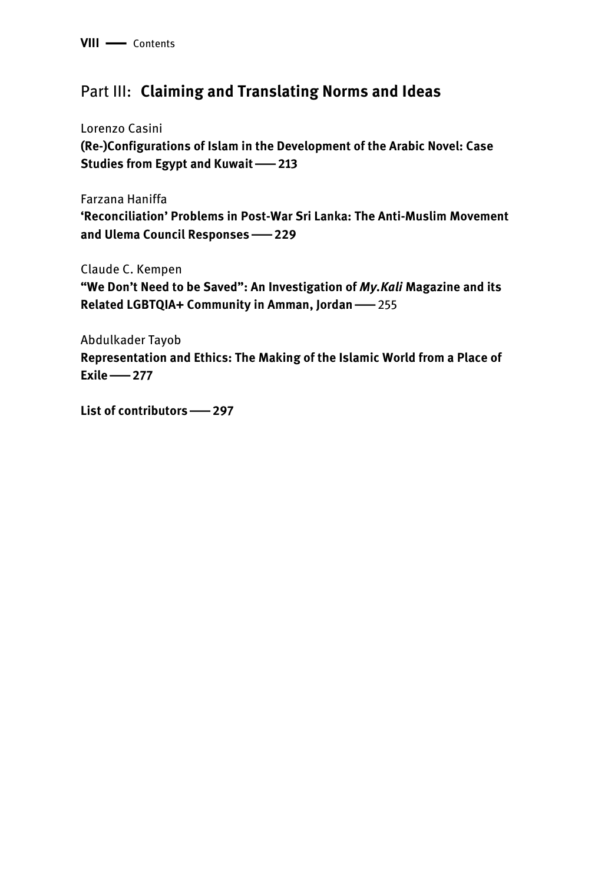## Part III: **Claiming and Translating Norms and Ideas**

Lorenzo Casini
**(Re-)Configurations of Islam in the Development of the Arabic Novel: Case Studies from Egypt and Kuwait —— 213**

Farzana Haniffa
**'Reconciliation' Problems in Post-War Sri Lanka: The Anti-Muslim Movement and Ulema Council Responses —— 229**

Claude C. Kempen
**"We Don't Need to be Saved": An Investigation of *My.Kali* Magazine and its Related LGBTQIA+ Community in Amman, Jordan** —— 255

Abdulkader Tayob
**Representation and Ethics: The Making of the Islamic World from a Place of Exile —— 277**

**List of contributors —— 297**